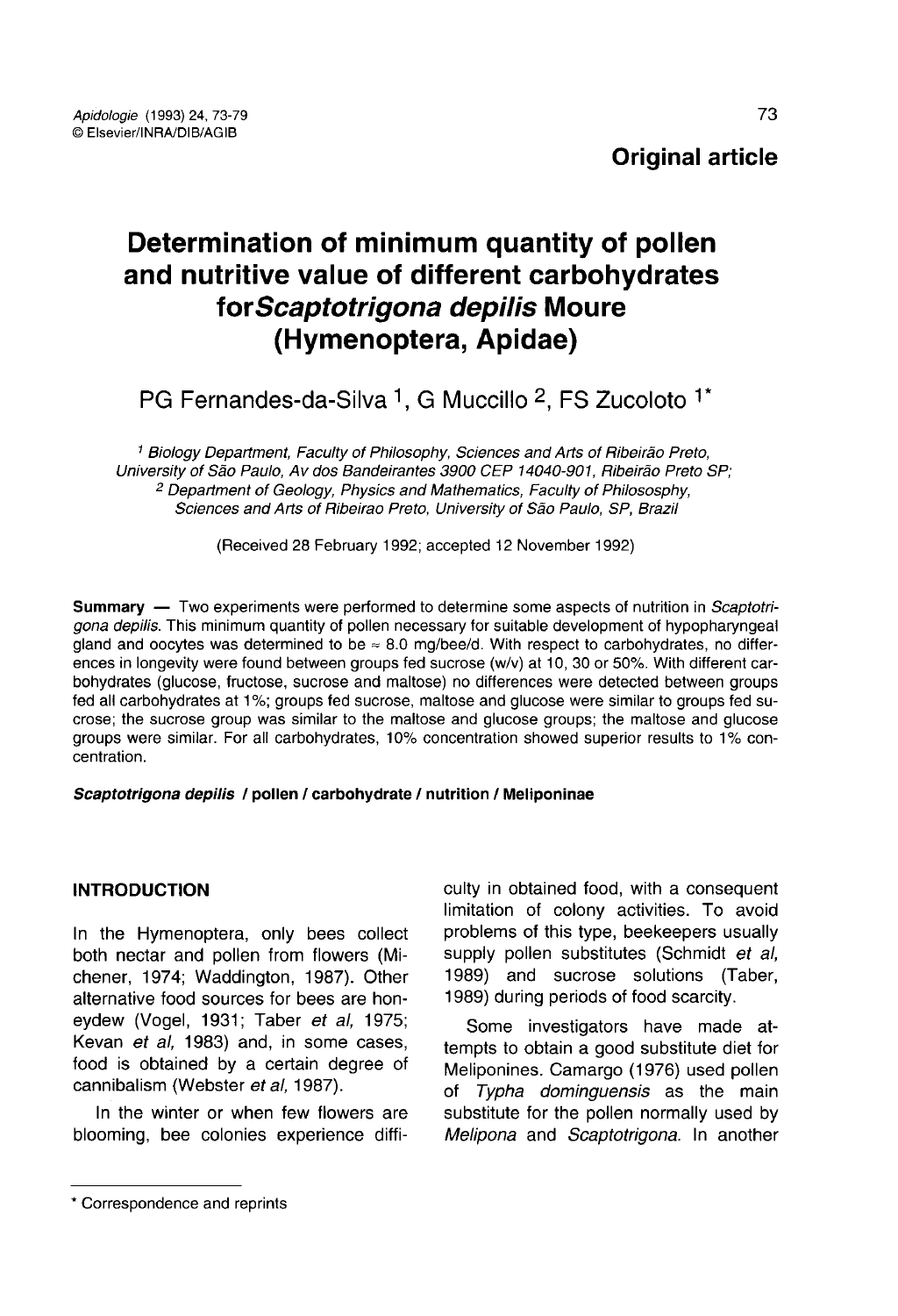**Original article**

# Determination of minimum quantity of pollen and nutritive value of different carbohydrates for *Scaptotrigona depilis* Moure (Hymenoptera, Apidae)

PG Fernandes-da-Silva [1], G Muccillo [2], FS Zucoloto [1*]

[1] Biology Department, Faculty of Philosophy, Sciences and Arts of Ribeirão Preto, University of São Paulo, Av dos Bandeirantes 3900 CEP 14040-901, Ribeirão Preto SP;
[2] Department of Geology, Physics and Mathematics, Faculty of Philososphy, Sciences and Arts of Ribeirao Preto, University of São Paulo, SP, Brazil

(Received 28 February 1992; accepted 12 November 1992)

**Summary** — Two experiments were performed to determine some aspects of nutrition in *Scaptotrigona depilis*. This minimum quantity of pollen necessary for suitable development of hypopharyngeal gland and oocytes was determined to be ≈ 8.0 mg/bee/d. With respect to carbohydrates, no differences in longevity were found between groups fed sucrose (w/v) at 10, 30 or 50%. With different carbohydrates (glucose, fructose, sucrose and maltose) no differences were detected between groups fed all carbohydrates at 1%; groups fed sucrose, maltose and glucose were similar to groups fed sucrose; the sucrose group was similar to the maltose and glucose groups; the maltose and glucose groups were similar. For all carbohydrates, 10% concentration showed superior results to 1% concentration.

***Scaptotrigona depilis* / pollen / carbohydrate / nutrition / Meliponinae**

## INTRODUCTION

In the Hymenoptera, only bees collect both nectar and pollen from flowers (Michener, 1974; Waddington, 1987). Other alternative food sources for bees are honeydew (Vogel, 1931; Taber *et al*, 1975; Kevan *et al*, 1983) and, in some cases, food is obtained by a certain degree of cannibalism (Webster *et al*, 1987).

In the winter or when few flowers are blooming, bee colonies experience difficulty in obtained food, with a consequent limitation of colony activities. To avoid problems of this type, beekeepers usually supply pollen substitutes (Schmidt *et al*, 1989) and sucrose solutions (Taber, 1989) during periods of food scarcity.

Some investigators have made attempts to obtain a good substitute diet for Meliponines. Camargo (1976) used pollen of *Typha dominguensis* as the main substitute for the pollen normally used by *Melipona* and *Scaptotrigona*. In another

* Correspondence and reprints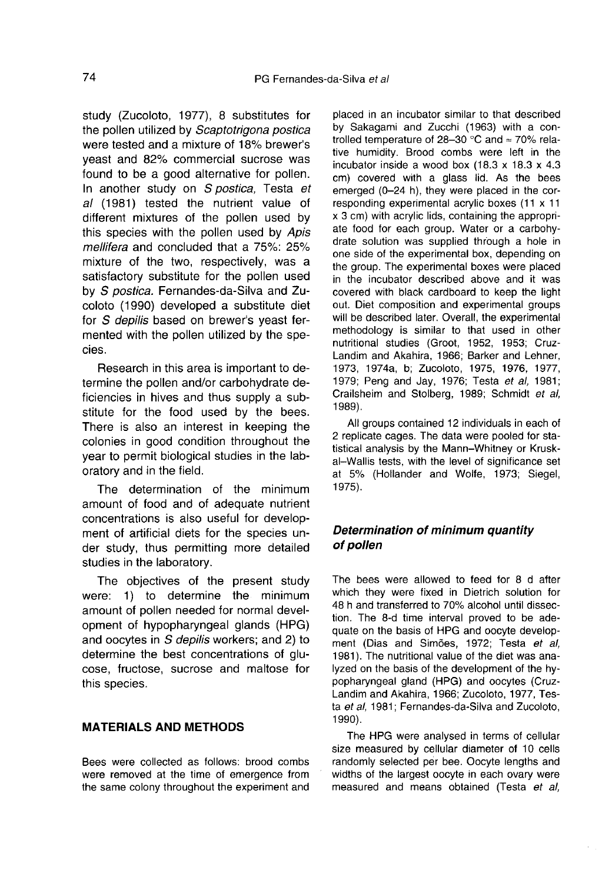study (Zucoloto, 1977), 8 substitutes for the pollen utilized by *Scaptotrigona postica* were tested and a mixture of 18% brewer's yeast and 82% commercial sucrose was found to be a good alternative for pollen. In another study on *S postica*, Testa *et al* (1981) tested the nutrient value of different mixtures of the pollen used by this species with the pollen used by *Apis mellifera* and concluded that a 75%: 25% mixture of the two, respectively, was a satisfactory substitute for the pollen used by *S postica*. Fernandes-da-Silva and Zucoloto (1990) developed a substitute diet for *S depilis* based on brewer's yeast fermented with the pollen utilized by the species.

Research in this area is important to determine the pollen and/or carbohydrate deficiencies in hives and thus supply a substitute for the food used by the bees. There is also an interest in keeping the colonies in good condition throughout the year to permit biological studies in the laboratory and in the field.

The determination of the minimum amount of food and of adequate nutrient concentrations is also useful for development of artificial diets for the species under study, thus permitting more detailed studies in the laboratory.

The objectives of the present study were: 1) to determine the minimum amount of pollen needed for normal development of hypopharyngeal glands (HPG) and oocytes in *S depilis* workers; and 2) to determine the best concentrations of glucose, fructose, sucrose and maltose for this species.

## MATERIALS AND METHODS

Bees were collected as follows: brood combs were removed at the time of emergence from the same colony throughout the experiment and placed in an incubator similar to that described by Sakagami and Zucchi (1963) with a controlled temperature of 28–30 °C and ≈ 70% relative humidity. Brood combs were left in the incubator inside a wood box (18.3 x 18.3 x 4.3 cm) covered with a glass lid. As the bees emerged (0–24 h), they were placed in the corresponding experimental acrylic boxes (11 x 11 x 3 cm) with acrylic lids, containing the appropriate food for each group. Water or a carbohydrate solution was supplied through a hole in one side of the experimental box, depending on the group. The experimental boxes were placed in the incubator described above and it was covered with black cardboard to keep the light out. Diet composition and experimental groups will be described later. Overall, the experimental methodology is similar to that used in other nutritional studies (Groot, 1952, 1953; Cruz-Landim and Akahira, 1966; Barker and Lehner, 1973, 1974a, b; Zucoloto, 1975, 1976, 1977, 1979; Peng and Jay, 1976; Testa *et al*, 1981; Crailsheim and Stolberg, 1989; Schmidt *et al*, 1989).

All groups contained 12 individuals in each of 2 replicate cages. The data were pooled for statistical analysis by the Mann–Whitney or Kruskal–Wallis tests, with the level of significance set at 5% (Hollander and Wolfe, 1973; Siegel, 1975).

### *Determination of minimum quantity of pollen*

The bees were allowed to feed for 8 d after which they were fixed in Dietrich solution for 48 h and transferred to 70% alcohol until dissection. The 8-d time interval proved to be adequate on the basis of HPG and oocyte development (Dias and Simões, 1972; Testa *et al*, 1981). The nutritional value of the diet was analyzed on the basis of the development of the hypopharyngeal gland (HPG) and oocytes (Cruz-Landim and Akahira, 1966; Zucoloto, 1977, Testa *et al*, 1981; Fernandes-da-Silva and Zucoloto, 1990).

The HPG were analysed in terms of cellular size measured by cellular diameter of 10 cells randomly selected per bee. Oocyte lengths and widths of the largest oocyte in each ovary were measured and means obtained (Testa *et al*,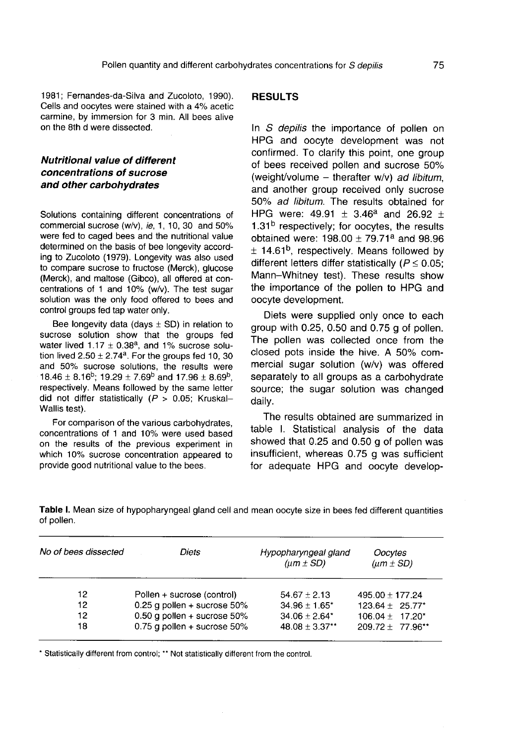1981; Fernandes-da-Silva and Zucoloto, 1990). Cells and oocytes were stained with a 4% acetic carmine, by immersion for 3 min. All bees alive on the 8th d were dissected.

### *Nutritional value of different concentrations of sucrose and other carbohydrates*

Solutions containing different concentrations of commercial sucrose (w/v), *ie*, 1, 10, 30 and 50% were fed to caged bees and the nutritional value determined on the basis of bee longevity according to Zucoloto (1979). Longevity was also used to compare sucrose to fructose (Merck), glucose (Merck), and maltose (Gibco), all offered at concentrations of 1 and 10% (w/v). The test sugar solution was the only food offered to bees and control groups fed tap water only.

Bee longevity data (days ± SD) in relation to sucrose solution show that the groups fed water lived $1.17 \pm 0.38^a$, and 1% sucrose solution lived $2.50 \pm 2.74^a$. For the groups fed 10, 30 and 50% sucrose solutions, the results were $18.46 \pm 8.16^b$; $19.29 \pm 7.69^b$ and $17.96 \pm 8.69^b$, respectively. Means followed by the same letter did not differ statistically ($P > 0.05$; Kruskal–Wallis test).

For comparison of the various carbohydrates, concentrations of 1 and 10% were used based on the results of the previous experiment in which 10% sucrose concentration appeared to provide good nutritional value to the bees.

## RESULTS

In *S depilis* the importance of pollen on HPG and oocyte development was not confirmed. To clarify this point, one group of bees received pollen and sucrose 50% (weight/volume – therafter w/v) *ad libitum*, and another group received only sucrose 50% *ad libitum*. The results obtained for HPG were: $49.91 \pm 3.46^a$ and $26.92 \pm 1.31^b$ respectively; for oocytes, the results obtained were: $198.00 \pm 79.71^a$ and $98.96 \pm 14.61^b$, respectively. Means followed by different letters differ statistically ($P \leq 0.05$; Mann–Whitney test). These results show the importance of the pollen to HPG and oocyte development.

Diets were supplied only once to each group with 0.25, 0.50 and 0.75 g of pollen. The pollen was collected once from the closed pots inside the hive. A 50% commercial sugar solution (w/v) was offered separately to all groups as a carbohydrate source; the sugar solution was changed daily.

The results obtained are summarized in table I. Statistical analysis of the data showed that 0.25 and 0.50 g of pollen was insufficient, whereas 0.75 g was sufficient for adequate HPG and oocyte develop-

**Table I.** Mean size of hypopharyngeal gland cell and mean oocyte size in bees fed different quantities of pollen.

| No of bees dissected | Diets | Hypopharyngeal gland ($\mu$m ± SD) | Oocytes ($\mu$m ± SD) |
|---|---|---|---|
| 12 | Pollen + sucrose (control) | 54.67 ± 2.13 | 495.00 ± 177.24 |
| 12 | 0.25 g pollen + sucrose 50% | 34.96 ± 1.65* | 123.64 ± 25.77* |
| 12 | 0.50 g pollen + sucrose 50% | 34.06 ± 2.64* | 106.04 ± 17.20* |
| 18 | 0.75 g pollen + sucrose 50% | 48.08 ± 3.37** | 209.72 ± 77.96** |

* Statistically different from control; ** Not statistically different from the control.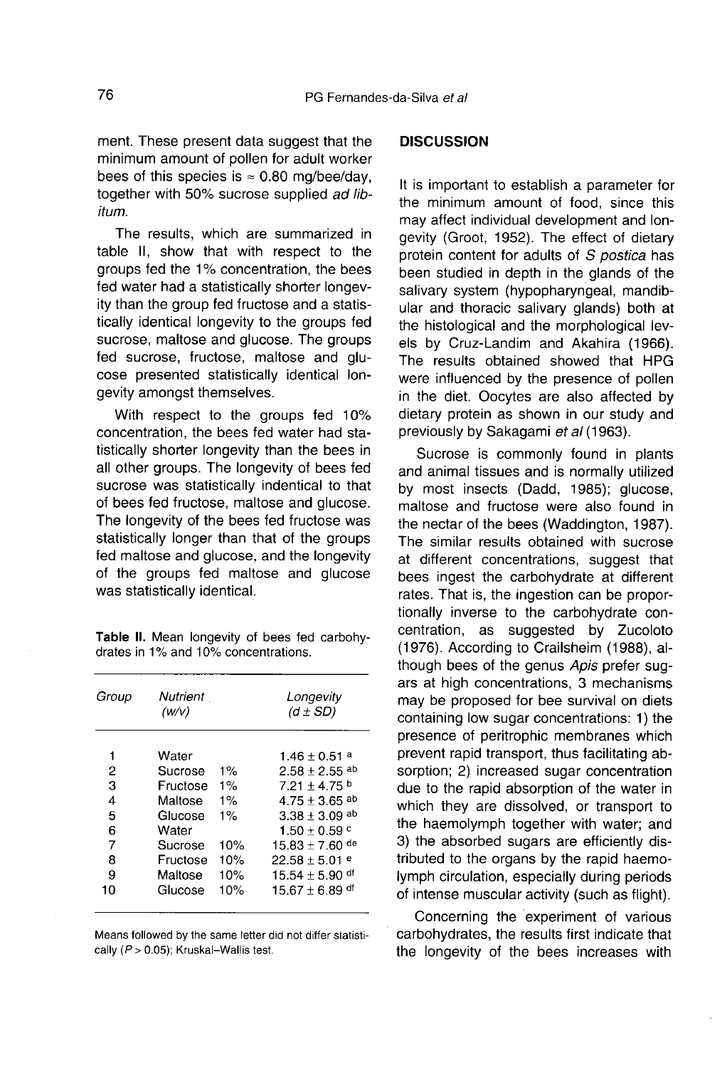ment. These present data suggest that the minimum amount of pollen for adult worker bees of this species is ≈ 0.80 mg/bee/day, together with 50% sucrose supplied *ad libitum*.

The results, which are summarized in table II, show that with respect to the groups fed the 1% concentration, the bees fed water had a statistically shorter longevity than the group fed fructose and a statistically identical longevity to the groups fed sucrose, maltose and glucose. The groups fed sucrose, fructose, maltose and glucose presented statistically identical longevity amongst themselves.

With respect to the groups fed 10% concentration, the bees fed water had statistically shorter longevity than the bees in all other groups. The longevity of bees fed sucrose was statistically indentical to that of bees fed fructose, maltose and glucose. The longevity of the bees fed fructose was statistically longer than that of the groups fed maltose and glucose, and the longevity of the groups fed maltose and glucose was statistically identical.

**Table II.** Mean longevity of bees fed carbohydrates in 1% and 10% concentrations.

| *Group* | *Nutrient (w/v)* | | *Longevity (d ± SD)* |
|---|---|---|---|
| 1 | Water | | 1.46 ± 0.51 [a] |
| 2 | Sucrose | 1% | 2.58 ± 2.55 [ab] |
| 3 | Fructose | 1% | 7.21 ± 4.75 [b] |
| 4 | Maltose | 1% | 4.75 ± 3.65 [ab] |
| 5 | Glucose | 1% | 3.38 ± 3.09 [ab] |
| 6 | Water | | 1.50 ± 0.59 [c] |
| 7 | Sucrose | 10% | 15.83 ± 7.60 [de] |
| 8 | Fructose | 10% | 22.58 ± 5.01 [e] |
| 9 | Maltose | 10% | 15.54 ± 5.90 [df] |
| 10 | Glucose | 10% | 15.67 ± 6.89 [df] |

Means followed by the same letter did not differ statistically ($P > 0.05$); Kruskal–Wallis test.

## DISCUSSION

It is important to establish a parameter for the minimum amount of food, since this may affect individual development and longevity (Groot, 1952). The effect of dietary protein content for adults of *S postica* has been studied in depth in the glands of the salivary system (hypopharyngeal, mandibular and thoracic salivary glands) both at the histological and the morphological levels by Cruz-Landim and Akahira (1966). The results obtained showed that HPG were influenced by the presence of pollen in the diet. Oocytes are also affected by dietary protein as shown in our study and previously by Sakagami *et al* (1963).

Sucrose is commonly found in plants and animal tissues and is normally utilized by most insects (Dadd, 1985); glucose, maltose and fructose were also found in the nectar of the bees (Waddington, 1987). The similar results obtained with sucrose at different concentrations, suggest that bees ingest the carbohydrate at different rates. That is, the ingestion can be proportionally inverse to the carbohydrate concentration, as suggested by Zucoloto (1976). According to Crailsheim (1988), although bees of the genus *Apis* prefer sugars at high concentrations, 3 mechanisms may be proposed for bee survival on diets containing low sugar concentrations: 1) the presence of peritrophic membranes which prevent rapid transport, thus facilitating absorption; 2) increased sugar concentration due to the rapid absorption of the water in which they are dissolved, or transport to the haemolymph together with water; and 3) the absorbed sugars are efficiently distributed to the organs by the rapid haemolymph circulation, especially during periods of intense muscular activity (such as flight).

Concerning the experiment of various carbohydrates, the results first indicate that the longevity of the bees increases with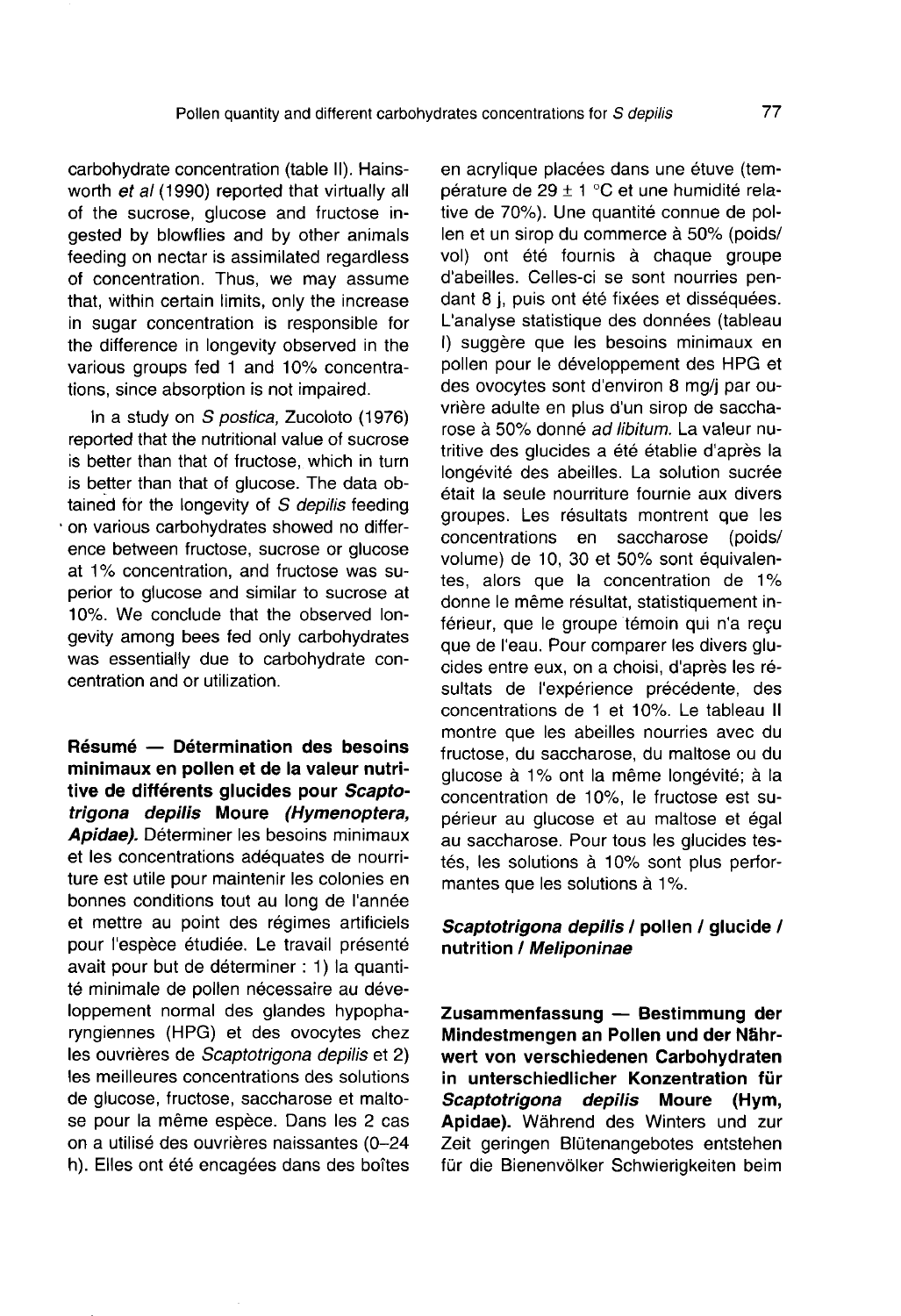carbohydrate concentration (table II). Hainsworth *et al* (1990) reported that virtually all of the sucrose, glucose and fructose ingested by blowflies and by other animals feeding on nectar is assimilated regardless of concentration. Thus, we may assume that, within certain limits, only the increase in sugar concentration is responsible for the difference in longevity observed in the various groups fed 1 and 10% concentrations, since absorption is not impaired.

In a study on *S postica*, Zucoloto (1976) reported that the nutritional value of sucrose is better than that of fructose, which in turn is better than that of glucose. The data obtained for the longevity of *S depilis* feeding on various carbohydrates showed no difference between fructose, sucrose or glucose at 1% concentration, and fructose was superior to glucose and similar to sucrose at 10%. We conclude that the observed longevity among bees fed only carbohydrates was essentially due to carbohydrate concentration and or utilization.

**Résumé — Détermination des besoins minimaux en pollen et de la valeur nutritive de différents glucides pour *Scaptotrigona depilis* Moure *(Hymenoptera, Apidae)*.** Déterminer les besoins minimaux et les concentrations adéquates de nourriture est utile pour maintenir les colonies en bonnes conditions tout au long de l'année et mettre au point des régimes artificiels pour l'espèce étudiée. Le travail présenté avait pour but de déterminer : 1) la quantité minimale de pollen nécessaire au développement normal des glandes hypopharyngiennes (HPG) et des ovocytes chez les ouvrières de *Scaptotrigona depilis* et 2) les meilleures concentrations des solutions de glucose, fructose, saccharose et maltose pour la même espèce. Dans les 2 cas on a utilisé des ouvrières naissantes (0–24 h). Elles ont été encagées dans des boîtes en acrylique placées dans une étuve (température de 29 ± 1 °C et une humidité relative de 70%). Une quantité connue de pollen et un sirop du commerce à 50% (poids/vol) ont été fournis à chaque groupe d'abeilles. Celles-ci se sont nourries pendant 8 j, puis ont été fixées et disséquées. L'analyse statistique des données (tableau I) suggère que les besoins minimaux en pollen pour le développement des HPG et des ovocytes sont d'environ 8 mg/j par ouvrière adulte en plus d'un sirop de saccharose à 50% donné *ad libitum*. La valeur nutritive des glucides a été établie d'après la longévité des abeilles. La solution sucrée était la seule nourriture fournie aux divers groupes. Les résultats montrent que les concentrations en saccharose (poids/volume) de 10, 30 et 50% sont équivalentes, alors que la concentration de 1% donne le même résultat, statistiquement inférieur, que le groupe témoin qui n'a reçu que de l'eau. Pour comparer les divers glucides entre eux, on a choisi, d'après les résultats de l'expérience précédente, des concentrations de 1 et 10%. Le tableau II montre que les abeilles nourries avec du fructose, du saccharose, du maltose ou du glucose à 1% ont la même longévité; à la concentration de 10%, le fructose est supérieur au glucose et au maltose et égal au saccharose. Pour tous les glucides testés, les solutions à 10% sont plus performantes que les solutions à 1%.

***Scaptotrigona depilis* / pollen / glucide / nutrition / *Meliponinae***

**Zusammenfassung — Bestimmung der Mindestmengen an Pollen und der Nährwert von verschiedenen Carbohydraten in unterschiedlicher Konzentration für *Scaptotrigona depilis* Moure (Hym, Apidae).** Während des Winters und zur Zeit geringen Blütenangebotes entstehen für die Bienenvölker Schwierigkeiten beim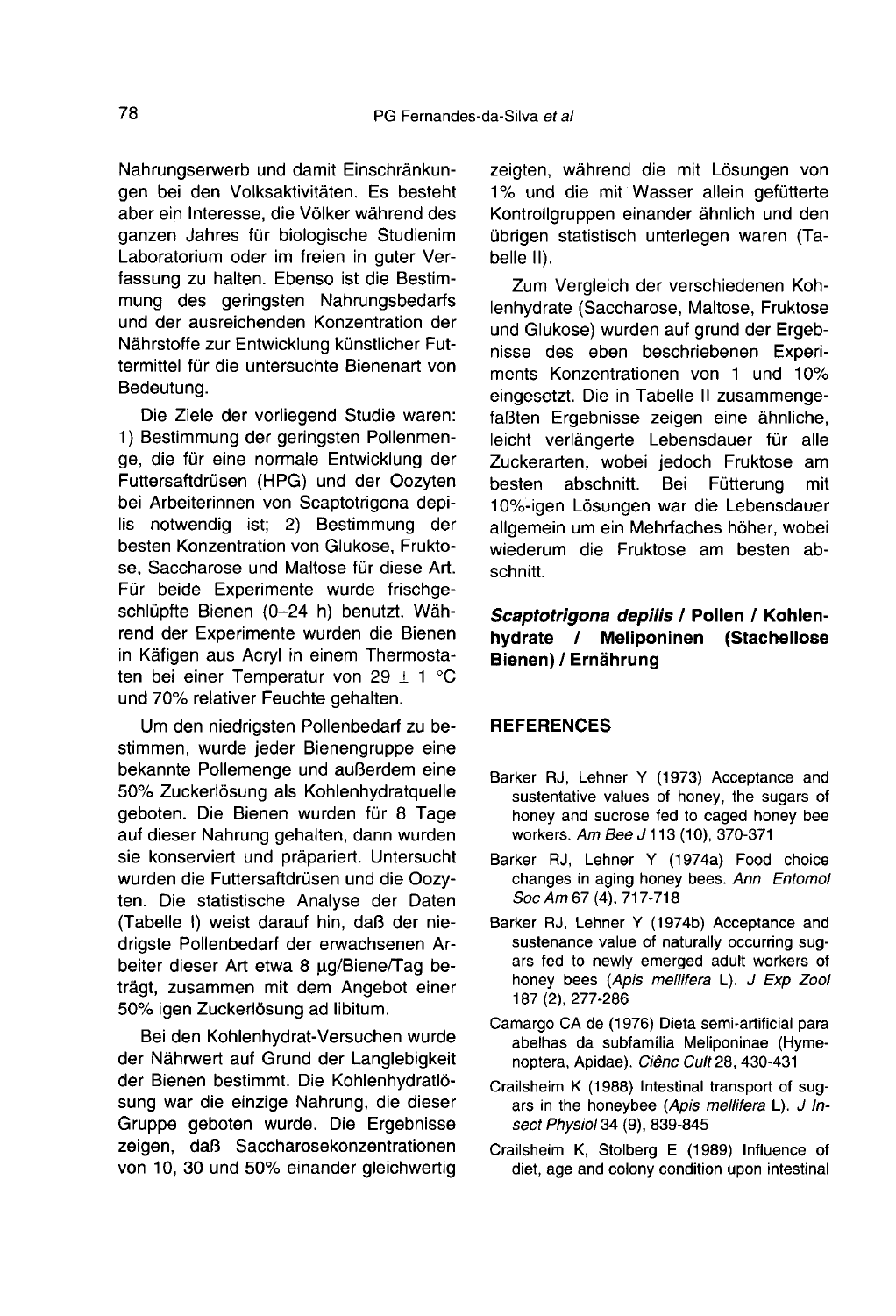Nahrungserwerb und damit Einschränkungen bei den Volksaktivitäten. Es besteht aber ein Interesse, die Völker während des ganzen Jahres für biologische Studienim Laboratorium oder im freien in guter Verfassung zu halten. Ebenso ist die Bestimmung des geringsten Nahrungsbedarfs und der ausreichenden Konzentration der Nährstoffe zur Entwicklung künstlicher Futtermittel für die untersuchte Bienenart von Bedeutung.

Die Ziele der vorliegend Studie waren: 1) Bestimmung der geringsten Pollenmenge, die für eine normale Entwicklung der Futtersaftdrüsen (HPG) und der Oozyten bei Arbeiterinnen von Scaptotrigona depilis notwendig ist; 2) Bestimmung der besten Konzentration von Glukose, Fruktose, Saccharose und Maltose für diese Art. Für beide Experimente wurde frischgeschlüpfte Bienen (0–24 h) benutzt. Während der Experimente wurden die Bienen in Käfigen aus Acryl in einem Thermostaten bei einer Temperatur von 29 ± 1 °C und 70% relativer Feuchte gehalten.

Um den niedrigsten Pollenbedarf zu bestimmen, wurde jeder Bienengruppe eine bekannte Pollemenge und außerdem eine 50% Zuckerlösung als Kohlenhydratquelle geboten. Die Bienen wurden für 8 Tage auf dieser Nahrung gehalten, dann wurden sie konserviert und präpariert. Untersucht wurden die Futtersaftdrüsen und die Oozyten. Die statistische Analyse der Daten (Tabelle I) weist darauf hin, daß der niedrigste Pollenbedarf der erwachsenen Arbeiter dieser Art etwa 8 µg/Biene/Tag beträgt, zusammen mit dem Angebot einer 50% igen Zuckerlösung ad libitum.

Bei den Kohlenhydrat-Versuchen wurde der Nährwert auf Grund der Langlebigkeit der Bienen bestimmt. Die Kohlenhydratlösung war die einzige Nahrung, die dieser Gruppe geboten wurde. Die Ergebnisse zeigen, daß Saccharosekonzentrationen von 10, 30 und 50% einander gleichwertig zeigten, während die mit Lösungen von 1% und die mit Wasser allein gefütterte Kontrollgruppen einander ähnlich und den übrigen statistisch unterlegen waren (Tabelle II).

Zum Vergleich der verschiedenen Kohlenhydrate (Saccharose, Maltose, Fruktose und Glukose) wurden auf grund der Ergebnisse des eben beschriebenen Experiments Konzentrationen von 1 und 10% eingesetzt. Die in Tabelle II zusammengefaßten Ergebnisse zeigen eine ähnliche, leicht verlängerte Lebensdauer für alle Zuckerarten, wobei jedoch Fruktose am besten abschnitt. Bei Fütterung mit 10%-igen Lösungen war die Lebensdauer allgemein um ein Mehrfaches höher, wobei wiederum die Fruktose am besten abschnitt.

***Scaptotrigona depilis* / Pollen / Kohlenhydrate / Meliponinen (Stachellose Bienen) / Ernährung**

## REFERENCES

Barker RJ, Lehner Y (1973) Acceptance and sustentative values of honey, the sugars of honey and sucrose fed to caged honey bee workers. *Am Bee J* 113 (10), 370-371

Barker RJ, Lehner Y (1974a) Food choice changes in aging honey bees. *Ann Entomol Soc Am* 67 (4), 717-718

Barker RJ, Lehner Y (1974b) Acceptance and sustenance value of naturally occurring sugars fed to newly emerged adult workers of honey bees (*Apis mellifera* L). *J Exp Zool* 187 (2), 277-286

Camargo CA de (1976) Dieta semi-artificial para abelhas da subfamília Meliponinae (Hymenoptera, Apidae). *Ciênc Cult* 28, 430-431

Crailsheim K (1988) Intestinal transport of sugars in the honeybee (*Apis mellifera* L). *J Insect Physiol* 34 (9), 839-845

Crailsheim K, Stolberg E (1989) Influence of diet, age and colony condition upon intestinal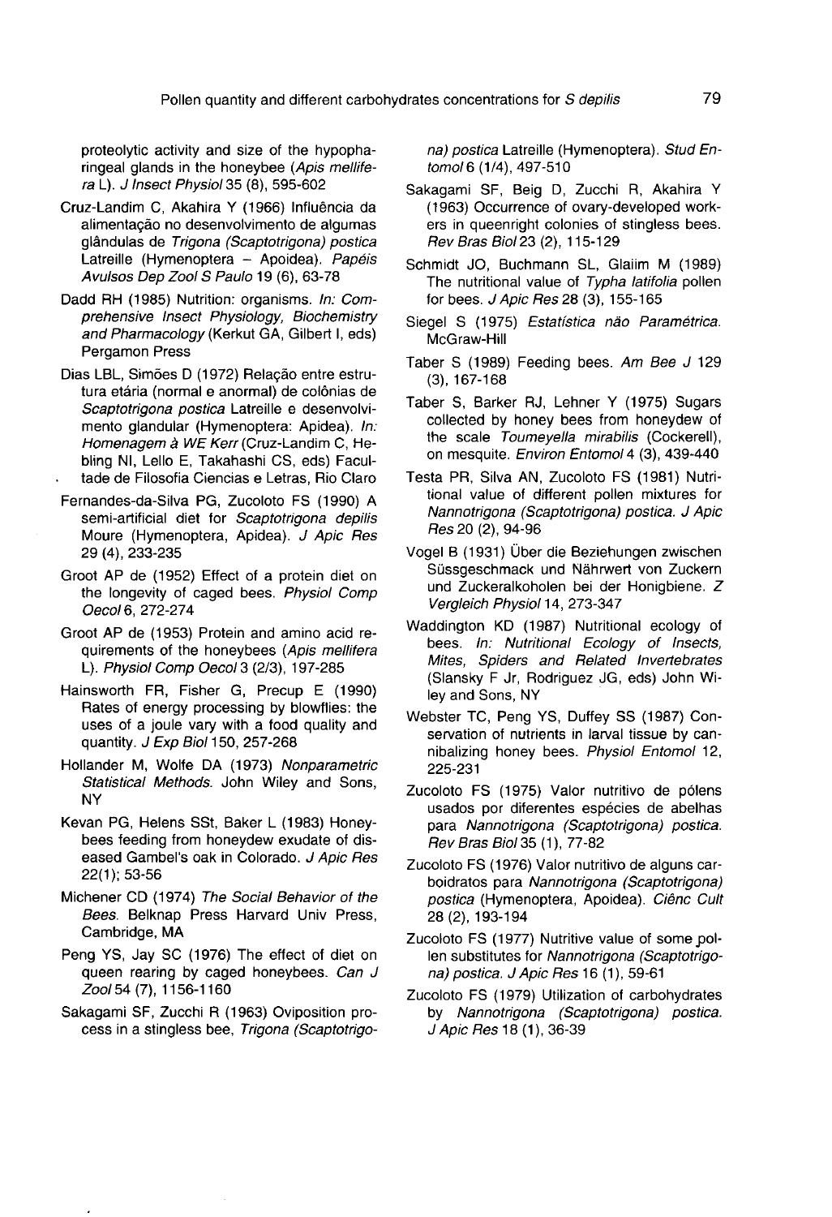proteolytic activity and size of the hypopharingeal glands in the honeybee (*Apis mellifera* L). *J Insect Physiol* 35 (8), 595-602

Cruz-Landim C, Akahira Y (1966) Influência da alimentação no desenvolvimento de algumas glândulas de *Trigona (Scaptotrigona) postica* Latreille (Hymenoptera – Apoidea). *Papéis Avulsos Dep Zool S Paulo* 19 (6), 63-78

Dadd RH (1985) Nutrition: organisms. *In: Comprehensive Insect Physiology, Biochemistry and Pharmacology* (Kerkut GA, Gilbert I, eds) Pergamon Press

Dias LBL, Simões D (1972) Relação entre estrutura etária (normal e anormal) de colônias de *Scaptotrigona postica* Latreille e desenvolvimento glandular (Hymenoptera: Apidea). *In: Homenagem à WE Kerr* (Cruz-Landim C, Hebling NI, Lello E, Takahashi CS, eds) Facultade de Filosofia Ciencias e Letras, Rio Claro

Fernandes-da-Silva PG, Zucoloto FS (1990) A semi-artificial diet for *Scaptotrigona depilis* Moure (Hymenoptera, Apidea). *J Apic Res* 29 (4), 233-235

Groot AP de (1952) Effect of a protein diet on the longevity of caged bees. *Physiol Comp Oecol* 6, 272-274

Groot AP de (1953) Protein and amino acid requirements of the honeybees (*Apis mellifera* L). *Physiol Comp Oecol* 3 (2/3), 197-285

Hainsworth FR, Fisher G, Precup E (1990) Rates of energy processing by blowflies: the uses of a joule vary with a food quality and quantity. *J Exp Biol* 150, 257-268

Hollander M, Wolfe DA (1973) *Nonparametric Statistical Methods.* John Wiley and Sons, NY

Kevan PG, Helens SSt, Baker L (1983) Honeybees feeding from honeydew exudate of diseased Gambel's oak in Colorado. *J Apic Res* 22(1); 53-56

Michener CD (1974) *The Social Behavior of the Bees.* Belknap Press Harvard Univ Press, Cambridge, MA

Peng YS, Jay SC (1976) The effect of diet on queen rearing by caged honeybees. *Can J Zool* 54 (7), 1156-1160

Sakagami SF, Zucchi R (1963) Oviposition process in a stingless bee, *Trigona (Scaptotrigona) postica* Latreille (Hymenoptera). *Stud Entomol* 6 (1/4), 497-510

Sakagami SF, Beig D, Zucchi R, Akahira Y (1963) Occurrence of ovary-developed workers in queenright colonies of stingless bees. *Rev Bras Biol* 23 (2), 115-129

Schmidt JO, Buchmann SL, Glaiim M (1989) The nutritional value of *Typha latifolia* pollen for bees. *J Apic Res* 28 (3), 155-165

Siegel S (1975) *Estatística não Paramétrica.* McGraw-Hill

Taber S (1989) Feeding bees. *Am Bee J* 129 (3), 167-168

Taber S, Barker RJ, Lehner Y (1975) Sugars collected by honey bees from honeydew of the scale *Toumeyella mirabilis* (Cockerell), on mesquite. *Environ Entomol* 4 (3), 439-440

Testa PR, Silva AN, Zucoloto FS (1981) Nutritional value of different pollen mixtures for *Nannotrigona (Scaptotrigona) postica. J Apic Res* 20 (2), 94-96

Vogel B (1931) Über die Beziehungen zwischen Süssgeschmack und Nährwert von Zuckern und Zuckeralkoholen bei der Honigbiene. *Z Vergleich Physiol* 14, 273-347

Waddington KD (1987) Nutritional ecology of bees. *In: Nutritional Ecology of Insects, Mites, Spiders and Related Invertebrates* (Slansky F Jr, Rodriguez JG, eds) John Wiley and Sons, NY

Webster TC, Peng YS, Duffey SS (1987) Conservation of nutrients in larval tissue by cannibalizing honey bees. *Physiol Entomol* 12, 225-231

Zucoloto FS (1975) Valor nutritivo de pólens usados por diferentes espécies de abelhas para *Nannotrigona (Scaptotrigona) postica. Rev Bras Biol* 35 (1), 77-82

Zucoloto FS (1976) Valor nutritivo de alguns carboidratos para *Nannotrigona (Scaptotrigona) postica* (Hymenoptera, Apoidea). *Ciênc Cult* 28 (2), 193-194

Zucoloto FS (1977) Nutritive value of some pollen substitutes for *Nannotrigona (Scaptotrigona) postica. J Apic Res* 16 (1), 59-61

Zucoloto FS (1979) Utilization of carbohydrates by *Nannotrigona (Scaptotrigona) postica. J Apic Res* 18 (1), 36-39